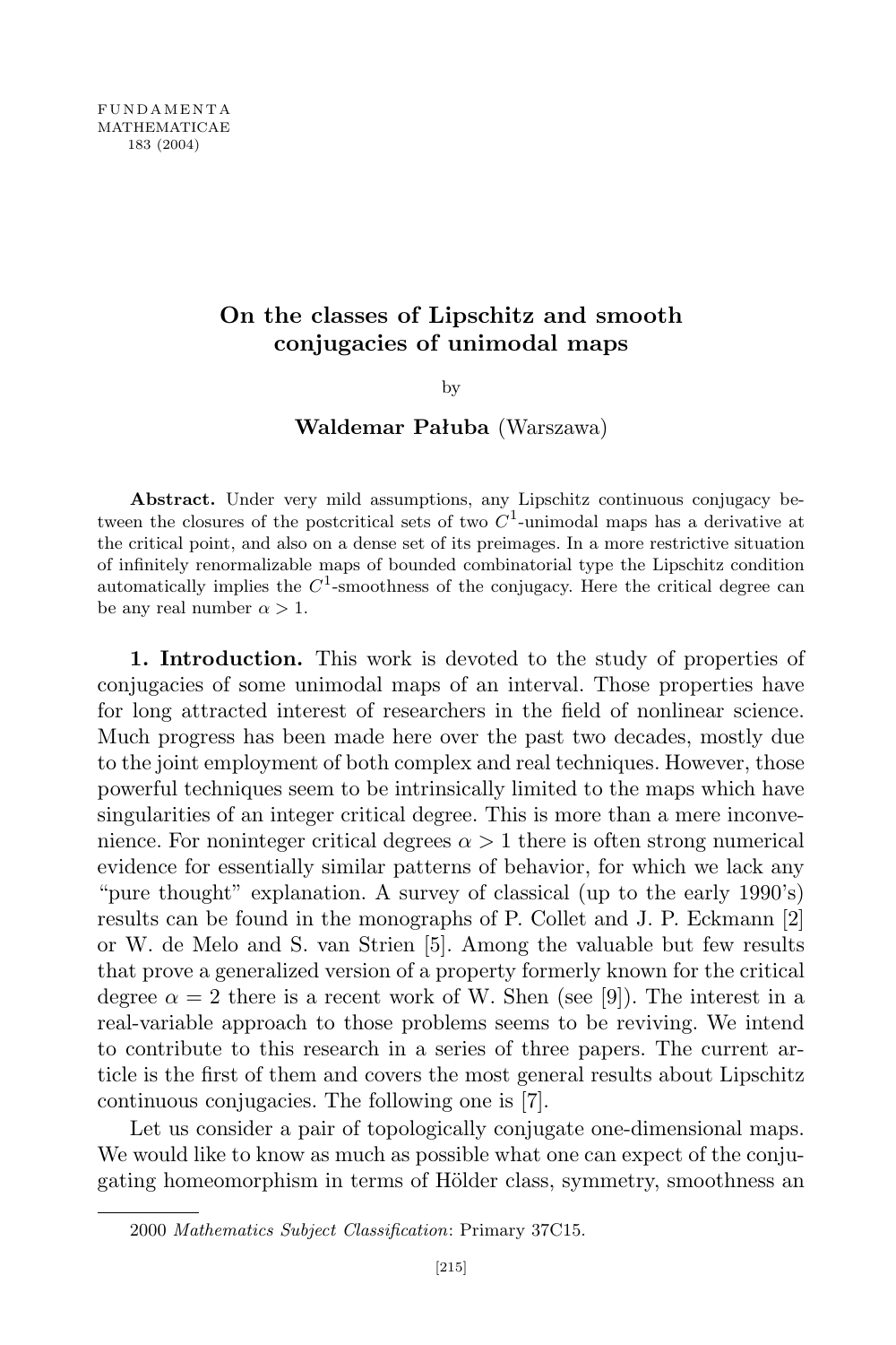# On the classes of Lipschitz and smooth conjugacies of unimodal maps

by

**Waldemar Pałuba** (Warszawa)

**Abstract.** Under very mild assumptions, any Lipschitz continuous conjugacy between the closures of the postcritical sets of two $C^1$-unimodal maps has a derivative at the critical point, and also on a dense set of its preimages. In a more restrictive situation of infinitely renormalizable maps of bounded combinatorial type the Lipschitz condition automatically implies the $C^1$-smoothness of the conjugacy. Here the critical degree can be any real number $\alpha > 1$.

**1. Introduction.** This work is devoted to the study of properties of conjugacies of some unimodal maps of an interval. Those properties have for long attracted interest of researchers in the field of nonlinear science. Much progress has been made here over the past two decades, mostly due to the joint employment of both complex and real techniques. However, those powerful techniques seem to be intrinsically limited to the maps which have singularities of an integer critical degree. This is more than a mere inconvenience. For noninteger critical degrees $\alpha > 1$ there is often strong numerical evidence for essentially similar patterns of behavior, for which we lack any "pure thought" explanation. A survey of classical (up to the early 1990's) results can be found in the monographs of P. Collet and J. P. Eckmann [2] or W. de Melo and S. van Strien [5]. Among the valuable but few results that prove a generalized version of a property formerly known for the critical degree $\alpha = 2$ there is a recent work of W. Shen (see [9]). The interest in a real-variable approach to those problems seems to be reviving. We intend to contribute to this research in a series of three papers. The current article is the first of them and covers the most general results about Lipschitz continuous conjugacies. The following one is [7].

Let us consider a pair of topologically conjugate one-dimensional maps. We would like to know as much as possible what one can expect of the conjugating homeomorphism in terms of Hölder class, symmetry, smoothness an

2000 *Mathematics Subject Classification*: Primary 37C15.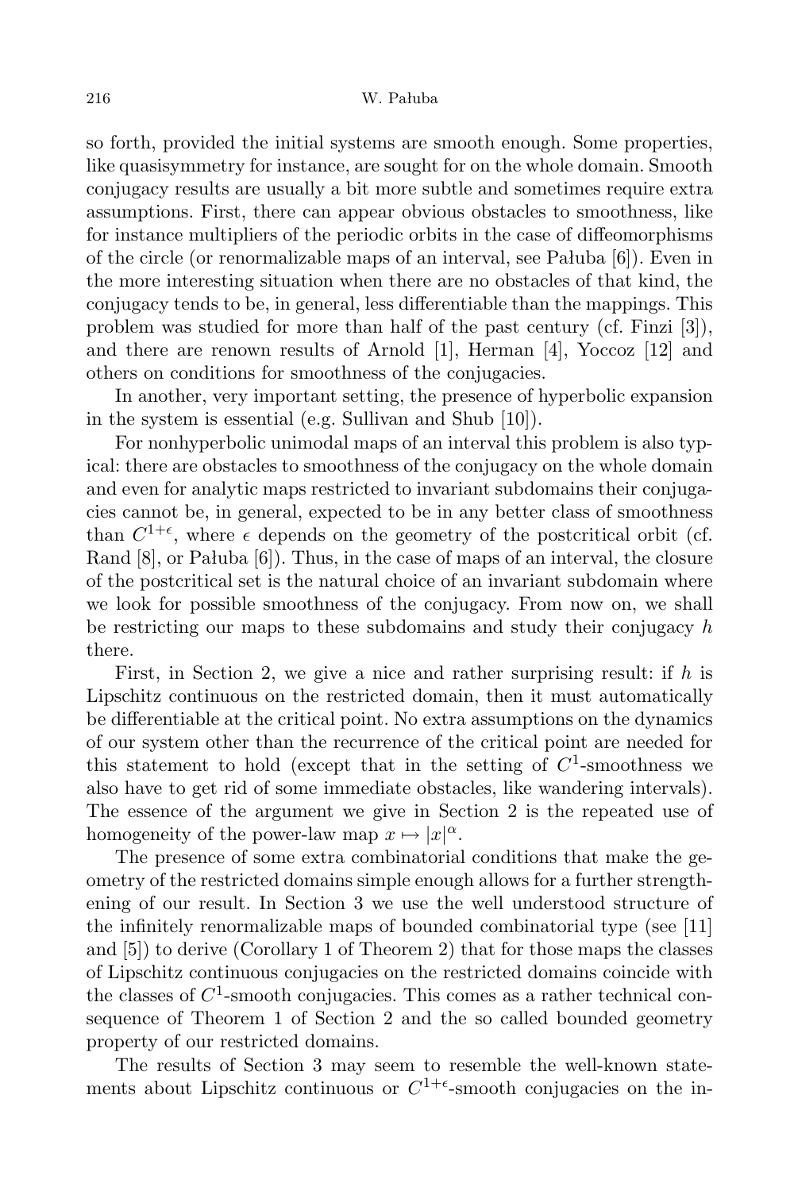so forth, provided the initial systems are smooth enough. Some properties, like quasisymmetry for instance, are sought for on the whole domain. Smooth conjugacy results are usually a bit more subtle and sometimes require extra assumptions. First, there can appear obvious obstacles to smoothness, like for instance multipliers of the periodic orbits in the case of diffeomorphisms of the circle (or renormalizable maps of an interval, see Pałuba [6]). Even in the more interesting situation when there are no obstacles of that kind, the conjugacy tends to be, in general, less differentiable than the mappings. This problem was studied for more than half of the past century (cf. Finzi [3]), and there are renown results of Arnold [1], Herman [4], Yoccoz [12] and others on conditions for smoothness of the conjugacies.

In another, very important setting, the presence of hyperbolic expansion in the system is essential (e.g. Sullivan and Shub [10]).

For nonhyperbolic unimodal maps of an interval this problem is also typical: there are obstacles to smoothness of the conjugacy on the whole domain and even for analytic maps restricted to invariant subdomains their conjugacies cannot be, in general, expected to be in any better class of smoothness than $C^{1+\epsilon}$, where $\epsilon$ depends on the geometry of the postcritical orbit (cf. Rand [8], or Pałuba [6]). Thus, in the case of maps of an interval, the closure of the postcritical set is the natural choice of an invariant subdomain where we look for possible smoothness of the conjugacy. From now on, we shall be restricting our maps to these subdomains and study their conjugacy $h$ there.

First, in Section 2, we give a nice and rather surprising result: if $h$ is Lipschitz continuous on the restricted domain, then it must automatically be differentiable at the critical point. No extra assumptions on the dynamics of our system other than the recurrence of the critical point are needed for this statement to hold (except that in the setting of $C^1$-smoothness we also have to get rid of some immediate obstacles, like wandering intervals). The essence of the argument we give in Section 2 is the repeated use of homogeneity of the power-law map $x \mapsto |x|^\alpha$.

The presence of some extra combinatorial conditions that make the geometry of the restricted domains simple enough allows for a further strengthening of our result. In Section 3 we use the well understood structure of the infinitely renormalizable maps of bounded combinatorial type (see [11] and [5]) to derive (Corollary 1 of Theorem 2) that for those maps the classes of Lipschitz continuous conjugacies on the restricted domains coincide with the classes of $C^1$-smooth conjugacies. This comes as a rather technical consequence of Theorem 1 of Section 2 and the so called bounded geometry property of our restricted domains.

The results of Section 3 may seem to resemble the well-known statements about Lipschitz continuous or $C^{1+\epsilon}$-smooth conjugacies on the in-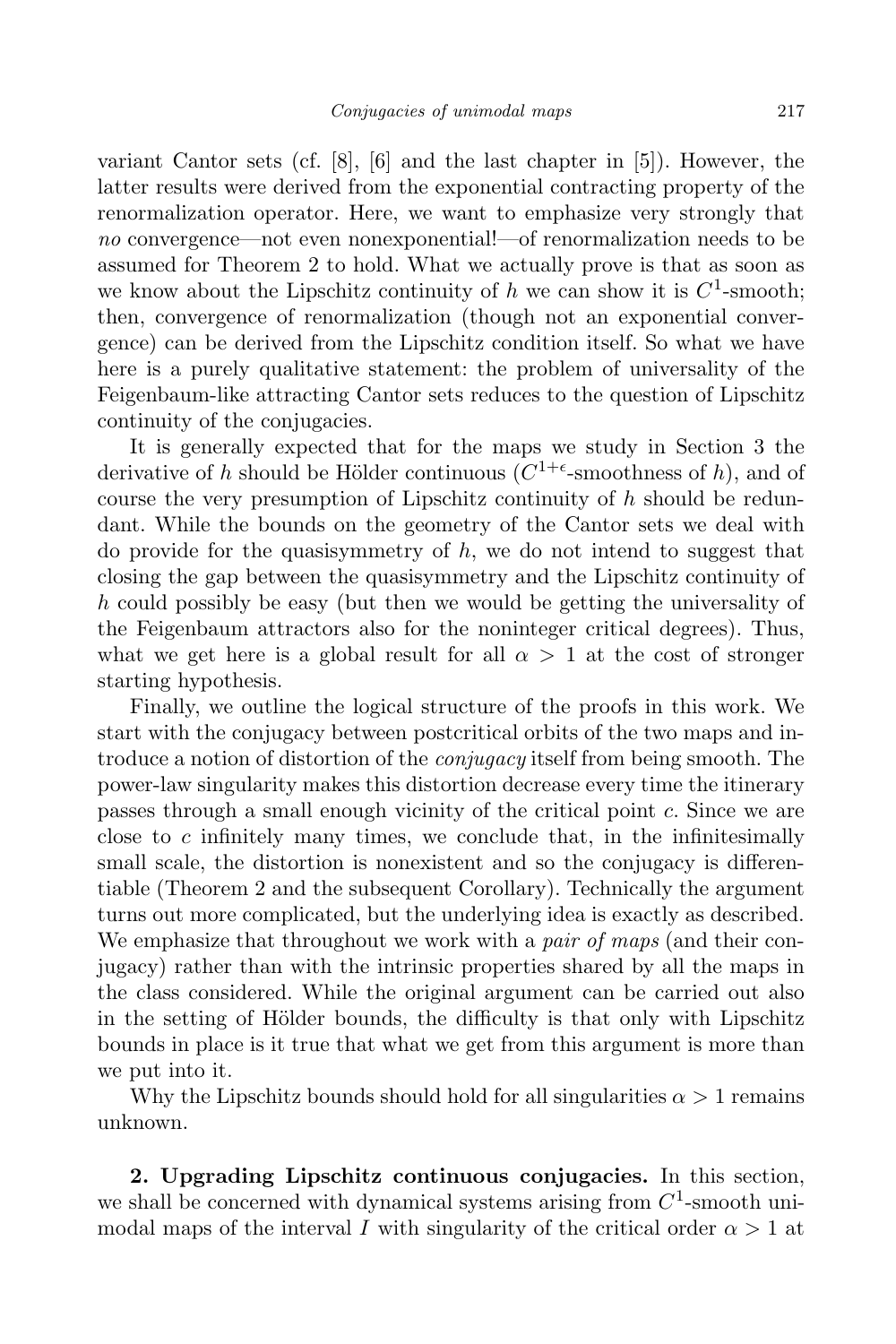variant Cantor sets (cf. [8], [6] and the last chapter in [5]). However, the latter results were derived from the exponential contracting property of the renormalization operator. Here, we want to emphasize very strongly that *no* convergence—not even nonexponential!—of renormalization needs to be assumed for Theorem 2 to hold. What we actually prove is that as soon as we know about the Lipschitz continuity of $h$ we can show it is $C^1$-smooth; then, convergence of renormalization (though not an exponential convergence) can be derived from the Lipschitz condition itself. So what we have here is a purely qualitative statement: the problem of universality of the Feigenbaum-like attracting Cantor sets reduces to the question of Lipschitz continuity of the conjugacies.

It is generally expected that for the maps we study in Section 3 the derivative of $h$ should be Hölder continuous ($C^{1+\epsilon}$-smoothness of $h$), and of course the very presumption of Lipschitz continuity of $h$ should be redundant. While the bounds on the geometry of the Cantor sets we deal with do provide for the quasisymmetry of $h$, we do not intend to suggest that closing the gap between the quasisymmetry and the Lipschitz continuity of $h$ could possibly be easy (but then we would be getting the universality of the Feigenbaum attractors also for the noninteger critical degrees). Thus, what we get here is a global result for all $\alpha > 1$ at the cost of stronger starting hypothesis.

Finally, we outline the logical structure of the proofs in this work. We start with the conjugacy between postcritical orbits of the two maps and introduce a notion of distortion of the *conjugacy* itself from being smooth. The power-law singularity makes this distortion decrease every time the itinerary passes through a small enough vicinity of the critical point $c$. Since we are close to $c$ infinitely many times, we conclude that, in the infinitesimally small scale, the distortion is nonexistent and so the conjugacy is differentiable (Theorem 2 and the subsequent Corollary). Technically the argument turns out more complicated, but the underlying idea is exactly as described. We emphasize that throughout we work with a *pair of maps* (and their conjugacy) rather than with the intrinsic properties shared by all the maps in the class considered. While the original argument can be carried out also in the setting of Hölder bounds, the difficulty is that only with Lipschitz bounds in place is it true that what we get from this argument is more than we put into it.

Why the Lipschitz bounds should hold for all singularities $\alpha > 1$ remains unknown.

**2. Upgrading Lipschitz continuous conjugacies.** In this section, we shall be concerned with dynamical systems arising from $C^1$-smooth unimodal maps of the interval $I$ with singularity of the critical order $\alpha > 1$ at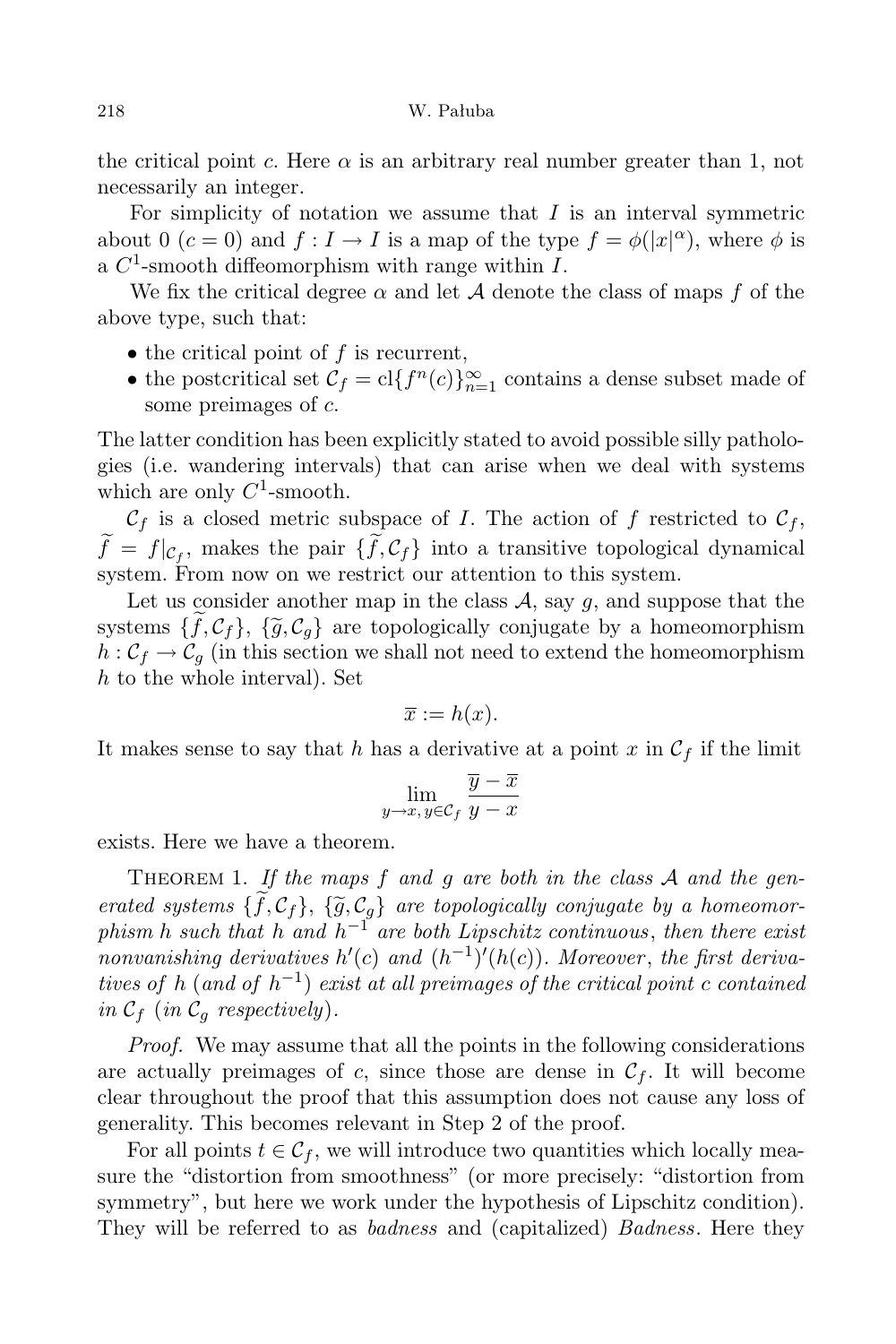the critical point $c$. Here $\alpha$ is an arbitrary real number greater than 1, not necessarily an integer.

For simplicity of notation we assume that $I$ is an interval symmetric about 0 ($c = 0$) and $f : I \to I$ is a map of the type $f = \phi(|x|^\alpha)$, where $\phi$ is a $C^1$-smooth diffeomorphism with range within $I$.

We fix the critical degree $\alpha$ and let $\mathcal{A}$ denote the class of maps $f$ of the above type, such that:

- the critical point of $f$ is recurrent,
- the postcritical set $\mathcal{C}_f = \mathrm{cl}\{f^n(c)\}_{n=1}^\infty$ contains a dense subset made of some preimages of $c$.

The latter condition has been explicitly stated to avoid possible silly pathologies (i.e. wandering intervals) that can arise when we deal with systems which are only $C^1$-smooth.

$\mathcal{C}_f$ is a closed metric subspace of $I$. The action of $f$ restricted to $\mathcal{C}_f$, $\widetilde{f} = f|_{\mathcal{C}_f}$, makes the pair $\{\widetilde{f}, \mathcal{C}_f\}$ into a transitive topological dynamical system. From now on we restrict our attention to this system.

Let us consider another map in the class $\mathcal{A}$, say $g$, and suppose that the systems $\{\widetilde{f}, \mathcal{C}_f\}$, $\{\widetilde{g}, \mathcal{C}_g\}$ are topologically conjugate by a homeomorphism $h : \mathcal{C}_f \to \mathcal{C}_g$ (in this section we shall not need to extend the homeomorphism $h$ to the whole interval). Set

$$\overline{x} := h(x).$$

It makes sense to say that $h$ has a derivative at a point $x$ in $\mathcal{C}_f$ if the limit

$$\lim_{y \to x,\, y \in \mathcal{C}_f} \frac{\overline{y} - \overline{x}}{y - x}$$

exists. Here we have a theorem.

Theorem 1. *If the maps $f$ and $g$ are both in the class $\mathcal{A}$ and the generated systems $\{\widetilde{f}, \mathcal{C}_f\}$, $\{\widetilde{g}, \mathcal{C}_g\}$ are topologically conjugate by a homeomorphism $h$ such that $h$ and $h^{-1}$ are both Lipschitz continuous, then there exist nonvanishing derivatives $h'(c)$ and $(h^{-1})'(h(c))$. Moreover, the first derivatives of $h$ (and of $h^{-1}$) exist at all preimages of the critical point $c$ contained in $\mathcal{C}_f$ (in $\mathcal{C}_g$ respectively).*

*Proof.* We may assume that all the points in the following considerations are actually preimages of $c$, since those are dense in $\mathcal{C}_f$. It will become clear throughout the proof that this assumption does not cause any loss of generality. This becomes relevant in Step 2 of the proof.

For all points $t \in \mathcal{C}_f$, we will introduce two quantities which locally measure the "distortion from smoothness" (or more precisely: "distortion from symmetry", but here we work under the hypothesis of Lipschitz condition). They will be referred to as *badness* and (capitalized) *Badness*. Here they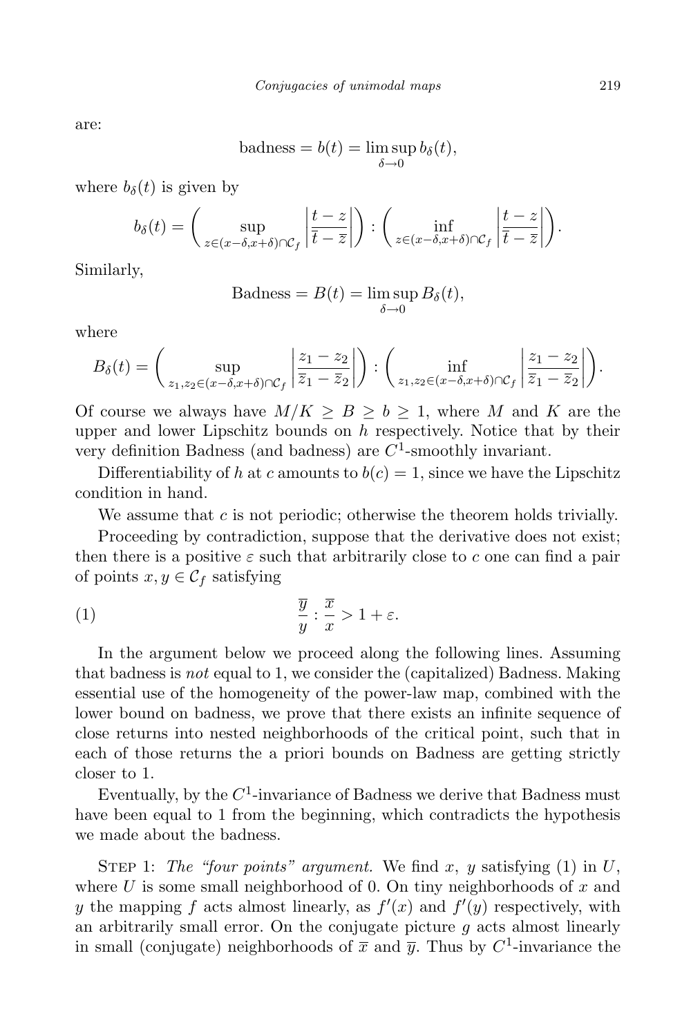are:

$$\text{badness} = b(t) = \limsup_{\delta \to 0} b_\delta(t),$$

where $b_\delta(t)$ is given by

$$b_\delta(t) = \left( \sup_{z \in (x-\delta, x+\delta) \cap \mathcal{C}_f} \left| \frac{t-z}{\overline{t} - \overline{z}} \right| \right) : \left( \inf_{z \in (x-\delta, x+\delta) \cap \mathcal{C}_f} \left| \frac{t-z}{\overline{t} - \overline{z}} \right| \right).$$

Similarly,

$$\text{Badness} = B(t) = \limsup_{\delta \to 0} B_\delta(t),$$

where

$$B_\delta(t) = \left( \sup_{z_1, z_2 \in (x-\delta, x+\delta) \cap \mathcal{C}_f} \left| \frac{z_1 - z_2}{\overline{z}_1 - \overline{z}_2} \right| \right) : \left( \inf_{z_1, z_2 \in (x-\delta, x+\delta) \cap \mathcal{C}_f} \left| \frac{z_1 - z_2}{\overline{z}_1 - \overline{z}_2} \right| \right).$$

Of course we always have $M/K \geq B \geq b \geq 1$, where $M$ and $K$ are the upper and lower Lipschitz bounds on $h$ respectively. Notice that by their very definition Badness (and badness) are $C^1$-smoothly invariant.

Differentiability of $h$ at $c$ amounts to $b(c) = 1$, since we have the Lipschitz condition in hand.

We assume that $c$ is not periodic; otherwise the theorem holds trivially.

Proceeding by contradiction, suppose that the derivative does not exist; then there is a positive $\varepsilon$ such that arbitrarily close to $c$ one can find a pair of points $x, y \in \mathcal{C}_f$ satisfying

$$\frac{\overline{y}}{y} : \frac{\overline{x}}{x} > 1 + \varepsilon. \tag{1}$$

In the argument below we proceed along the following lines. Assuming that badness is *not* equal to 1, we consider the (capitalized) Badness. Making essential use of the homogeneity of the power-law map, combined with the lower bound on badness, we prove that there exists an infinite sequence of close returns into nested neighborhoods of the critical point, such that in each of those returns the a priori bounds on Badness are getting strictly closer to 1.

Eventually, by the $C^1$-invariance of Badness we derive that Badness must have been equal to 1 from the beginning, which contradicts the hypothesis we made about the badness.

Step 1: *The "four points" argument.* We find $x$, $y$ satisfying (1) in $U$, where $U$ is some small neighborhood of 0. On tiny neighborhoods of $x$ and $y$ the mapping $f$ acts almost linearly, as $f'(x)$ and $f'(y)$ respectively, with an arbitrarily small error. On the conjugate picture $g$ acts almost linearly in small (conjugate) neighborhoods of $\overline{x}$ and $\overline{y}$. Thus by $C^1$-invariance the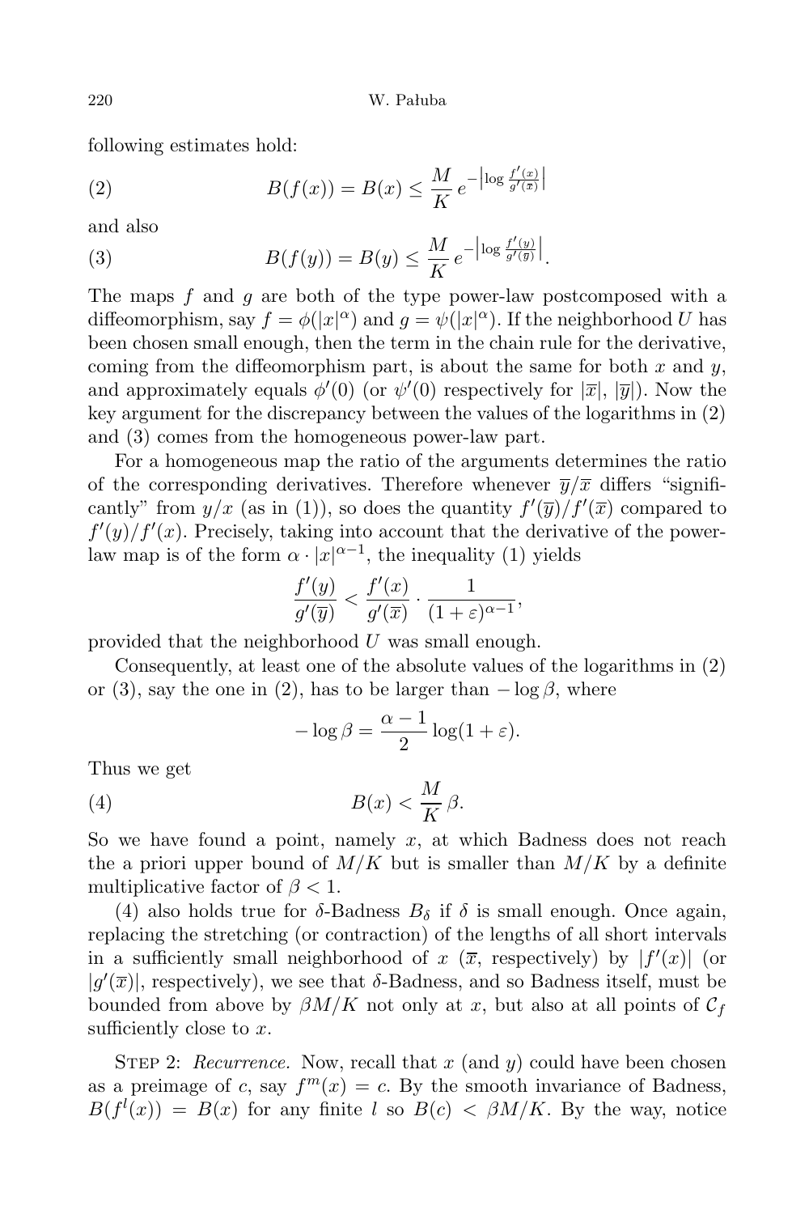following estimates hold:

$$B(f(x)) = B(x) \le \frac{M}{K}\, e^{-\left|\log \frac{f'(x)}{g'(\overline{x})}\right|} \tag{2}$$

and also

$$B(f(y)) = B(y) \le \frac{M}{K}\, e^{-\left|\log \frac{f'(y)}{g'(\overline{y})}\right|}. \tag{3}$$

The maps $f$ and $g$ are both of the type power-law postcomposed with a diffeomorphism, say $f = \phi(|x|^\alpha)$ and $g = \psi(|x|^\alpha)$. If the neighborhood $U$ has been chosen small enough, then the term in the chain rule for the derivative, coming from the diffeomorphism part, is about the same for both $x$ and $y$, and approximately equals $\phi'(0)$ (or $\psi'(0)$ respectively for $|\overline{x}|$, $|\overline{y}|$). Now the key argument for the discrepancy between the values of the logarithms in (2) and (3) comes from the homogeneous power-law part.

For a homogeneous map the ratio of the arguments determines the ratio of the corresponding derivatives. Therefore whenever $\overline{y}/\overline{x}$ differs "significantly" from $y/x$ (as in (1)), so does the quantity $f'(\overline{y})/f'(\overline{x})$ compared to $f'(y)/f'(x)$. Precisely, taking into account that the derivative of the power-law map is of the form $\alpha \cdot |x|^{\alpha-1}$, the inequality (1) yields

$$\frac{f'(y)}{g'(\overline{y})} < \frac{f'(x)}{g'(\overline{x})} \cdot \frac{1}{(1+\varepsilon)^{\alpha-1}},$$

provided that the neighborhood $U$ was small enough.

Consequently, at least one of the absolute values of the logarithms in (2) or (3), say the one in (2), has to be larger than $-\log\beta$, where

$$-\log\beta = \frac{\alpha-1}{2}\log(1+\varepsilon).$$

Thus we get

$$B(x) < \frac{M}{K}\,\beta. \tag{4}$$

So we have found a point, namely $x$, at which Badness does not reach the a priori upper bound of $M/K$ but is smaller than $M/K$ by a definite multiplicative factor of $\beta < 1$.

(4) also holds true for $\delta$-Badness $B_\delta$ if $\delta$ is small enough. Once again, replacing the stretching (or contraction) of the lengths of all short intervals in a sufficiently small neighborhood of $x$ ($\overline{x}$, respectively) by $|f'(x)|$ (or $|g'(\overline{x})|$, respectively), we see that $\delta$-Badness, and so Badness itself, must be bounded from above by $\beta M/K$ not only at $x$, but also at all points of $\mathcal{C}_f$ sufficiently close to $x$.

Step 2: *Recurrence.* Now, recall that $x$ (and $y$) could have been chosen as a preimage of $c$, say $f^m(x) = c$. By the smooth invariance of Badness, $B(f^l(x)) = B(x)$ for any finite $l$ so $B(c) < \beta M/K$. By the way, notice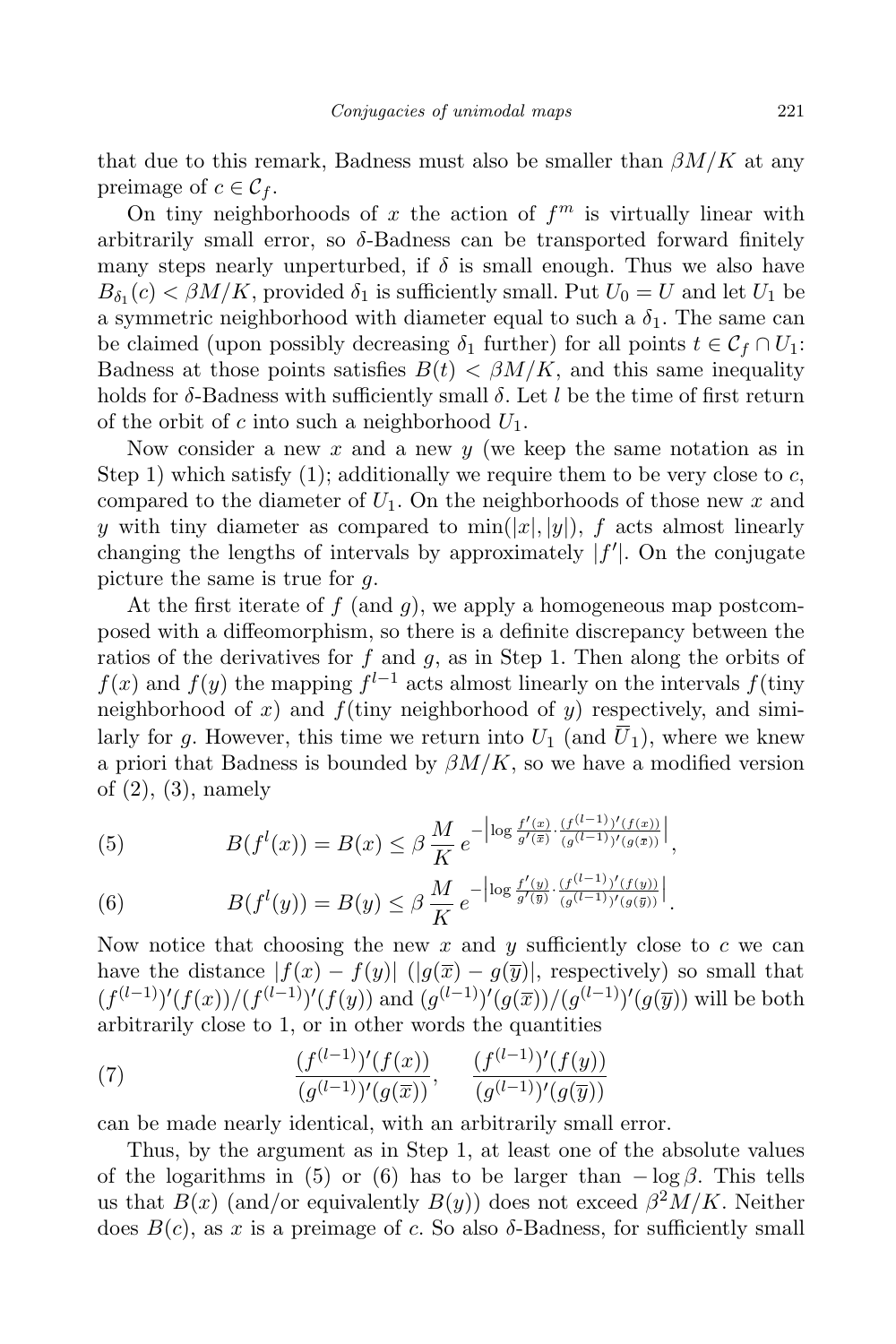that due to this remark, Badness must also be smaller than $\beta M/K$ at any preimage of $c \in \mathcal{C}_f$.

On tiny neighborhoods of $x$ the action of $f^m$ is virtually linear with arbitrarily small error, so $\delta$-Badness can be transported forward finitely many steps nearly unperturbed, if $\delta$ is small enough. Thus we also have $B_{\delta_1}(c) < \beta M/K$, provided $\delta_1$ is sufficiently small. Put $U_0 = U$ and let $U_1$ be a symmetric neighborhood with diameter equal to such a $\delta_1$. The same can be claimed (upon possibly decreasing $\delta_1$ further) for all points $t \in \mathcal{C}_f \cap U_1$: Badness at those points satisfies $B(t) < \beta M/K$, and this same inequality holds for $\delta$-Badness with sufficiently small $\delta$. Let $l$ be the time of first return of the orbit of $c$ into such a neighborhood $U_1$.

Now consider a new $x$ and a new $y$ (we keep the same notation as in Step 1) which satisfy (1); additionally we require them to be very close to $c$, compared to the diameter of $U_1$. On the neighborhoods of those new $x$ and $y$ with tiny diameter as compared to $\min(|x|,|y|)$, $f$ acts almost linearly changing the lengths of intervals by approximately $|f'|$. On the conjugate picture the same is true for $g$.

At the first iterate of $f$ (and $g$), we apply a homogeneous map postcomposed with a diffeomorphism, so there is a definite discrepancy between the ratios of the derivatives for $f$ and $g$, as in Step 1. Then along the orbits of $f(x)$ and $f(y)$ the mapping $f^{l-1}$ acts almost linearly on the intervals $f$(tiny neighborhood of $x$) and $f$(tiny neighborhood of $y$) respectively, and similarly for $g$. However, this time we return into $U_1$ (and $\overline{U}_1$), where we knew a priori that Badness is bounded by $\beta M/K$, so we have a modified version of (2), (3), namely

$$B(f^l(x)) = B(x) \leq \beta \frac{M}{K}\, e^{-\left|\log \frac{f'(x)}{g'(\overline{x})} \cdot \frac{(f^{(l-1)})'(f(x))}{(g^{(l-1)})'(g(\overline{x}))}\right|}, \tag{5}$$

$$B(f^l(y)) = B(y) \leq \beta \frac{M}{K}\, e^{-\left|\log \frac{f'(y)}{g'(\overline{y})} \cdot \frac{(f^{(l-1)})'(f(y))}{(g^{(l-1)})'(g(\overline{y}))}\right|}. \tag{6}$$

Now notice that choosing the new $x$ and $y$ sufficiently close to $c$ we can have the distance $|f(x) - f(y)|$ ($|g(\overline{x}) - g(\overline{y})|$, respectively) so small that $(f^{(l-1)})'(f(x))/(f^{(l-1)})'(f(y))$ and $(g^{(l-1)})'(g(\overline{x}))/(g^{(l-1)})'(g(\overline{y}))$ will be both arbitrarily close to 1, or in other words the quantities

$$\frac{(f^{(l-1)})'(f(x))}{(g^{(l-1)})'(g(\overline{x}))}, \qquad \frac{(f^{(l-1)})'(f(y))}{(g^{(l-1)})'(g(\overline{y}))} \tag{7}$$

can be made nearly identical, with an arbitrarily small error.

Thus, by the argument as in Step 1, at least one of the absolute values of the logarithms in (5) or (6) has to be larger than $-\log\beta$. This tells us that $B(x)$ (and/or equivalently $B(y)$) does not exceed $\beta^2 M/K$. Neither does $B(c)$, as $x$ is a preimage of $c$. So also $\delta$-Badness, for sufficiently small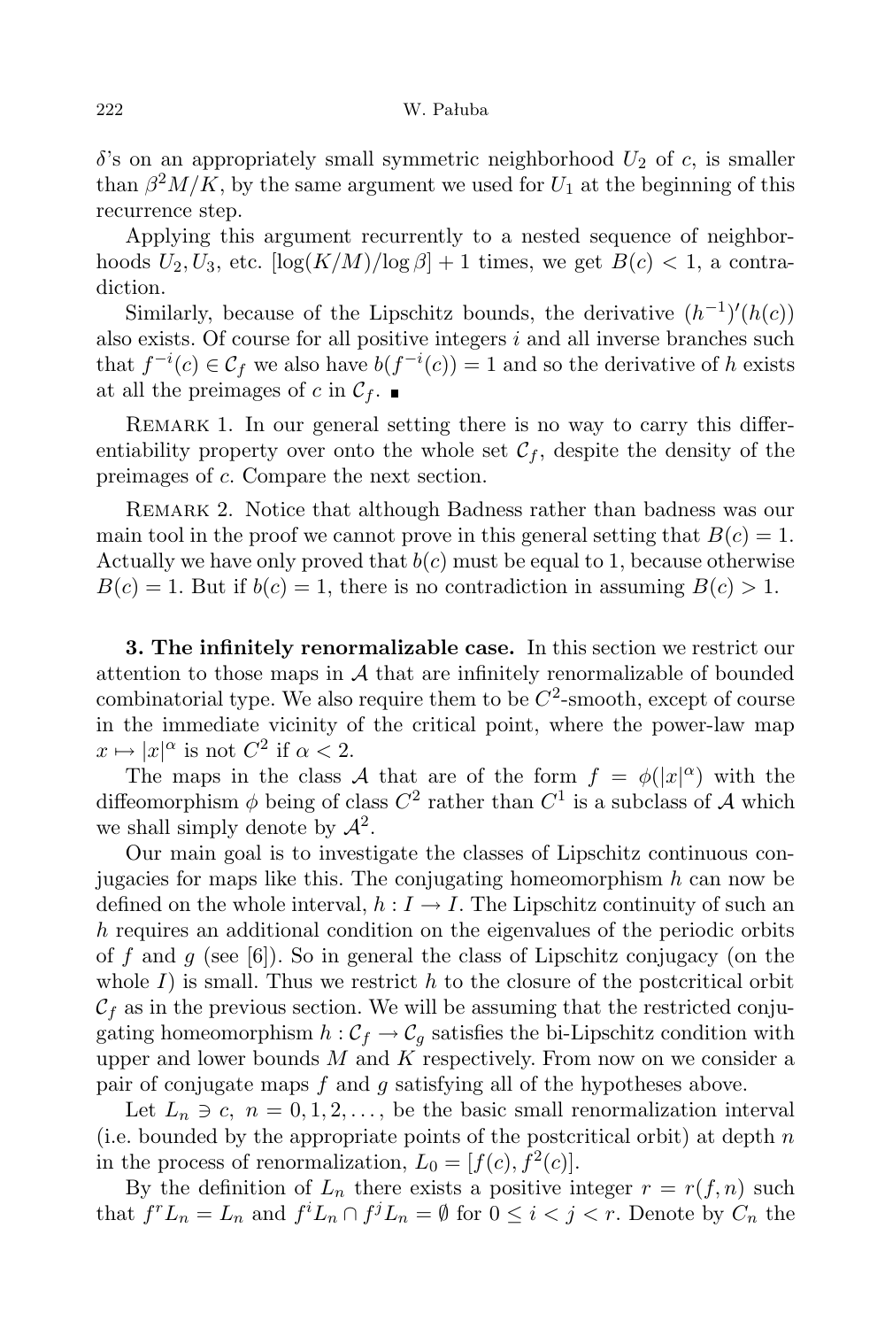$\delta$'s on an appropriately small symmetric neighborhood $U_2$ of $c$, is smaller than $\beta^2 M/K$, by the same argument we used for $U_1$ at the beginning of this recurrence step.

Applying this argument recurrently to a nested sequence of neighborhoods $U_2, U_3$, etc. $[\log(K/M)/\log\beta] + 1$ times, we get $B(c) < 1$, a contradiction.

Similarly, because of the Lipschitz bounds, the derivative $(h^{-1})'(h(c))$ also exists. Of course for all positive integers $i$ and all inverse branches such that $f^{-i}(c) \in \mathcal{C}_f$ we also have $b(f^{-i}(c)) = 1$ and so the derivative of $h$ exists at all the preimages of $c$ in $\mathcal{C}_f$. ∎

Remark 1. In our general setting there is no way to carry this differentiability property over onto the whole set $\mathcal{C}_f$, despite the density of the preimages of $c$. Compare the next section.

Remark 2. Notice that although Badness rather than badness was our main tool in the proof we cannot prove in this general setting that $B(c) = 1$. Actually we have only proved that $b(c)$ must be equal to 1, because otherwise $B(c) = 1$. But if $b(c) = 1$, there is no contradiction in assuming $B(c) > 1$.

**3. The infinitely renormalizable case.** In this section we restrict our attention to those maps in $\mathcal{A}$ that are infinitely renormalizable of bounded combinatorial type. We also require them to be $C^2$-smooth, except of course in the immediate vicinity of the critical point, where the power-law map $x \mapsto |x|^\alpha$ is not $C^2$ if $\alpha < 2$.

The maps in the class $\mathcal{A}$ that are of the form $f = \phi(|x|^\alpha)$ with the diffeomorphism $\phi$ being of class $C^2$ rather than $C^1$ is a subclass of $\mathcal{A}$ which we shall simply denote by $\mathcal{A}^2$.

Our main goal is to investigate the classes of Lipschitz continuous conjugacies for maps like this. The conjugating homeomorphism $h$ can now be defined on the whole interval, $h : I \to I$. The Lipschitz continuity of such an $h$ requires an additional condition on the eigenvalues of the periodic orbits of $f$ and $g$ (see [6]). So in general the class of Lipschitz conjugacy (on the whole $I$) is small. Thus we restrict $h$ to the closure of the postcritical orbit $\mathcal{C}_f$ as in the previous section. We will be assuming that the restricted conjugating homeomorphism $h : \mathcal{C}_f \to \mathcal{C}_g$ satisfies the bi-Lipschitz condition with upper and lower bounds $M$ and $K$ respectively. From now on we consider a pair of conjugate maps $f$ and $g$ satisfying all of the hypotheses above.

Let $L_n \ni c$, $n = 0, 1, 2, \ldots$, be the basic small renormalization interval (i.e. bounded by the appropriate points of the postcritical orbit) at depth $n$ in the process of renormalization, $L_0 = [f(c), f^2(c)]$.

By the definition of $L_n$ there exists a positive integer $r = r(f, n)$ such that $f^r L_n = L_n$ and $f^i L_n \cap f^j L_n = \emptyset$ for $0 \le i < j < r$. Denote by $C_n$ the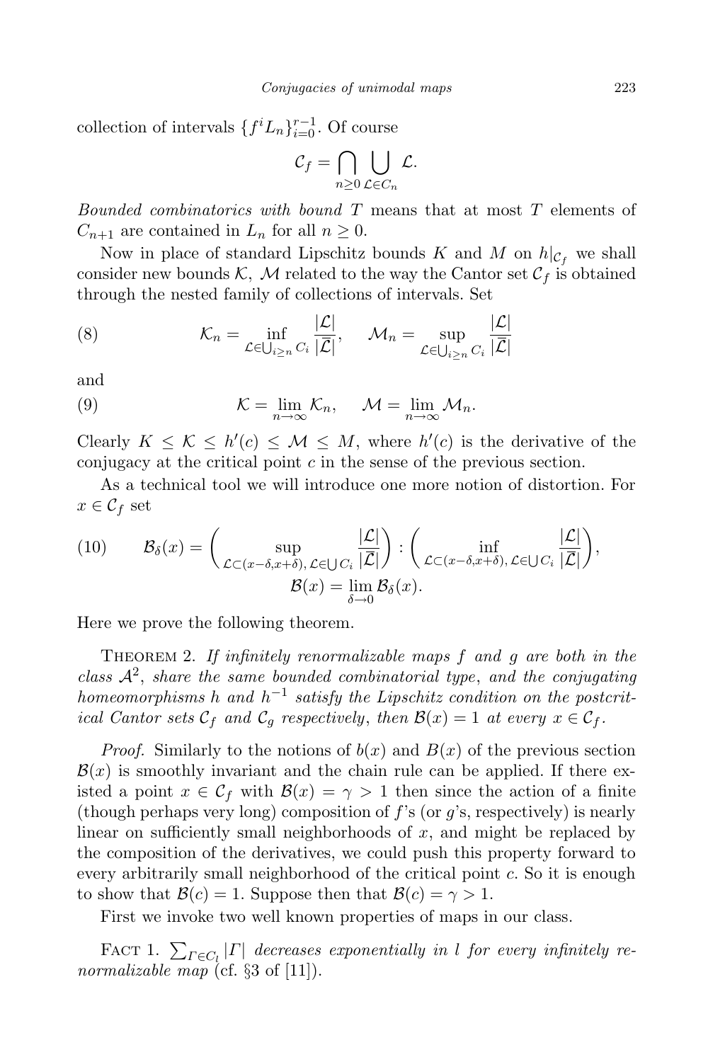collection of intervals $\{f^i L_n\}_{i=0}^{r-1}$. Of course

$$\mathcal{C}_f = \bigcap_{n\geq 0} \bigcup_{\mathcal{L}\in C_n} \mathcal{L}.$$

*Bounded combinatorics with bound* $T$ means that at most $T$ elements of $C_{n+1}$ are contained in $L_n$ for all $n \geq 0$.

Now in place of standard Lipschitz bounds $K$ and $M$ on $h|_{\mathcal{C}_f}$ we shall consider new bounds $\mathcal{K}$, $\mathcal{M}$ related to the way the Cantor set $\mathcal{C}_f$ is obtained through the nested family of collections of intervals. Set

$$\mathcal{K}_n = \inf_{\mathcal{L}\in\bigcup_{i\geq n} C_i} \frac{|\mathcal{L}|}{|\overline{\mathcal{L}}|}, \quad \mathcal{M}_n = \sup_{\mathcal{L}\in\bigcup_{i\geq n} C_i} \frac{|\mathcal{L}|}{|\overline{\mathcal{L}}|} \tag{8}$$

and

$$\mathcal{K} = \lim_{n\to\infty} \mathcal{K}_n, \quad \mathcal{M} = \lim_{n\to\infty} \mathcal{M}_n. \tag{9}$$

Clearly $K \leq \mathcal{K} \leq h'(c) \leq \mathcal{M} \leq M$, where $h'(c)$ is the derivative of the conjugacy at the critical point $c$ in the sense of the previous section.

As a technical tool we will introduce one more notion of distortion. For $x \in \mathcal{C}_f$ set

$$\mathcal{B}_\delta(x) = \Bigg(\sup_{\mathcal{L}\subset(x-\delta,x+\delta),\, \mathcal{L}\in\bigcup C_i} \frac{|\mathcal{L}|}{|\overline{\mathcal{L}}|}\Bigg) : \Bigg(\inf_{\mathcal{L}\subset(x-\delta,x+\delta),\, \mathcal{L}\in\bigcup C_i} \frac{|\mathcal{L}|}{|\overline{\mathcal{L}}|}\Bigg), \tag{10}$$
$$\mathcal{B}(x) = \lim_{\delta\to 0} \mathcal{B}_\delta(x).$$

Here we prove the following theorem.

THEOREM 2. *If infinitely renormalizable maps $f$ and $g$ are both in the class $\mathcal{A}^2$, share the same bounded combinatorial type, and the conjugating homeomorphisms $h$ and $h^{-1}$ satisfy the Lipschitz condition on the postcritical Cantor sets $\mathcal{C}_f$ and $\mathcal{C}_g$ respectively, then $\mathcal{B}(x) = 1$ at every $x \in \mathcal{C}_f$.*

*Proof.* Similarly to the notions of $b(x)$ and $B(x)$ of the previous section $\mathcal{B}(x)$ is smoothly invariant and the chain rule can be applied. If there existed a point $x \in \mathcal{C}_f$ with $\mathcal{B}(x) = \gamma > 1$ then since the action of a finite (though perhaps very long) composition of $f$'s (or $g$'s, respectively) is nearly linear on sufficiently small neighborhoods of $x$, and might be replaced by the composition of the derivatives, we could push this property forward to every arbitrarily small neighborhood of the critical point $c$. So it is enough to show that $\mathcal{B}(c) = 1$. Suppose then that $\mathcal{B}(c) = \gamma > 1$.

First we invoke two well known properties of maps in our class.

FACT 1. *$\sum_{\Gamma\in C_l} |\Gamma|$ decreases exponentially in $l$ for every infinitely renormalizable map* (cf. §3 of [11]).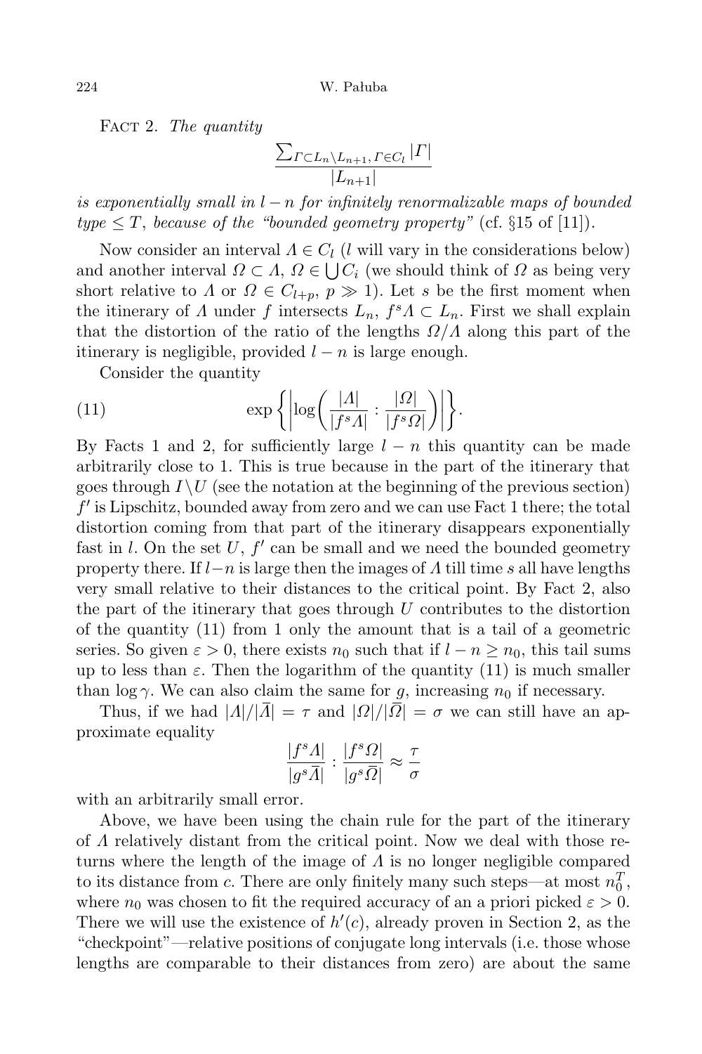Fact 2. *The quantity*

$$\frac{\sum_{\Gamma\subset L_n\setminus L_{n+1},\,\Gamma\in C_l}|\Gamma|}{|L_{n+1}|}$$

*is exponentially small in $l-n$ for infinitely renormalizable maps of bounded type $\le T$, because of the "bounded geometry property"* (cf. §15 of [11]).

Now consider an interval $\Lambda\in C_l$ ($l$ will vary in the considerations below) and another interval $\Omega\subset\Lambda$, $\Omega\in\bigcup C_i$ (we should think of $\Omega$ as being very short relative to $\Lambda$ or $\Omega\in C_{l+p}$, $p\gg 1$). Let $s$ be the first moment when the itinerary of $\Lambda$ under $f$ intersects $L_n$, $f^s\Lambda\subset L_n$. First we shall explain that the distortion of the ratio of the lengths $\Omega/\Lambda$ along this part of the itinerary is negligible, provided $l-n$ is large enough.

Consider the quantity

$$\exp\left\{\left|\log\left(\frac{|\Lambda|}{|f^s\Lambda|}:\frac{|\Omega|}{|f^s\Omega|}\right)\right|\right\}. \tag{11}$$

By Facts 1 and 2, for sufficiently large $l-n$ this quantity can be made arbitrarily close to 1. This is true because in the part of the itinerary that goes through $I\setminus U$ (see the notation at the beginning of the previous section) $f'$ is Lipschitz, bounded away from zero and we can use Fact 1 there; the total distortion coming from that part of the itinerary disappears exponentially fast in $l$. On the set $U$, $f'$ can be small and we need the bounded geometry property there. If $l-n$ is large then the images of $\Lambda$ till time $s$ all have lengths very small relative to their distances to the critical point. By Fact 2, also the part of the itinerary that goes through $U$ contributes to the distortion of the quantity (11) from 1 only the amount that is a tail of a geometric series. So given $\varepsilon>0$, there exists $n_0$ such that if $l-n\ge n_0$, this tail sums up to less than $\varepsilon$. Then the logarithm of the quantity (11) is much smaller than $\log\gamma$. We can also claim the same for $g$, increasing $n_0$ if necessary.

Thus, if we had $|\Lambda|/|\bar\Lambda|=\tau$ and $|\Omega|/|\bar\Omega|=\sigma$ we can still have an approximate equality

$$\frac{|f^s\Lambda|}{|g^s\bar\Lambda|}:\frac{|f^s\Omega|}{|g^s\bar\Omega|}\approx\frac{\tau}{\sigma}$$

with an arbitrarily small error.

Above, we have been using the chain rule for the part of the itinerary of $\Lambda$ relatively distant from the critical point. Now we deal with those returns where the length of the image of $\Lambda$ is no longer negligible compared to its distance from $c$. There are only finitely many such steps—at most $n_0^T$, where $n_0$ was chosen to fit the required accuracy of an a priori picked $\varepsilon>0$. There we will use the existence of $h'(c)$, already proven in Section 2, as the "checkpoint"—relative positions of conjugate long intervals (i.e. those whose lengths are comparable to their distances from zero) are about the same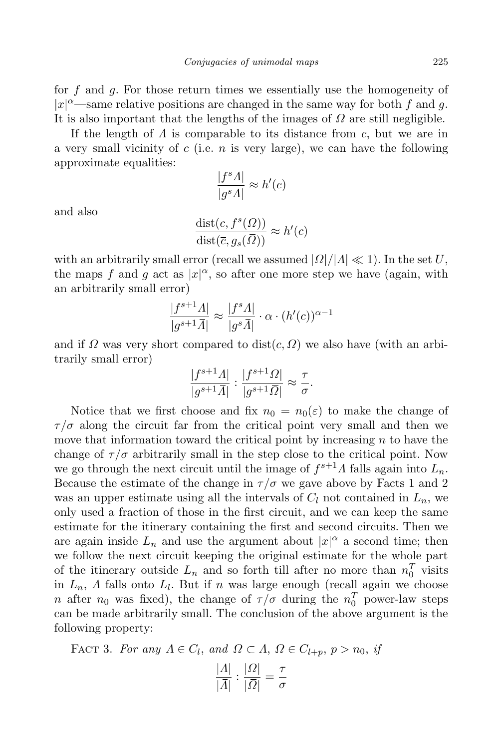for $f$ and $g$. For those return times we essentially use the homogeneity of $|x|^\alpha$—same relative positions are changed in the same way for both $f$ and $g$. It is also important that the lengths of the images of $\Omega$ are still negligible.

If the length of $\Lambda$ is comparable to its distance from $c$, but we are in a very small vicinity of $c$ (i.e. $n$ is very large), we can have the following approximate equalities:

$$\frac{|f^s \Lambda|}{|g^s \bar{\Lambda}|} \approx h'(c)$$

and also

$$\frac{\operatorname{dist}(c, f^s(\Omega))}{\operatorname{dist}(\overline{c}, g_s(\overline{\Omega}))} \approx h'(c)$$

with an arbitrarily small error (recall we assumed $|\Omega|/|\Lambda| \ll 1$). In the set $U$, the maps $f$ and $g$ act as $|x|^\alpha$, so after one more step we have (again, with an arbitrarily small error)

$$\frac{|f^{s+1}\Lambda|}{|g^{s+1}\bar{\Lambda}|} \approx \frac{|f^s \Lambda|}{|g^s \bar{\Lambda}|} \cdot \alpha \cdot (h'(c))^{\alpha-1}$$

and if $\Omega$ was very short compared to $\operatorname{dist}(c, \Omega)$ we also have (with an arbitrarily small error)

$$\frac{|f^{s+1}\Lambda|}{|g^{s+1}\bar{\Lambda}|} : \frac{|f^{s+1}\Omega|}{|g^{s+1}\overline{\Omega}|} \approx \frac{\tau}{\sigma}.$$

Notice that we first choose and fix $n_0 = n_0(\varepsilon)$ to make the change of $\tau/\sigma$ along the circuit far from the critical point very small and then we move that information toward the critical point by increasing $n$ to have the change of $\tau/\sigma$ arbitrarily small in the step close to the critical point. Now we go through the next circuit until the image of $f^{s+1}\Lambda$ falls again into $L_n$. Because the estimate of the change in $\tau/\sigma$ we gave above by Facts 1 and 2 was an upper estimate using all the intervals of $C_l$ not contained in $L_n$, we only used a fraction of those in the first circuit, and we can keep the same estimate for the itinerary containing the first and second circuits. Then we are again inside $L_n$ and use the argument about $|x|^\alpha$ a second time; then we follow the next circuit keeping the original estimate for the whole part of the itinerary outside $L_n$ and so forth till after no more than $n_0^T$ visits in $L_n$, $\Lambda$ falls onto $L_l$. But if $n$ was large enough (recall again we choose $n$ after $n_0$ was fixed), the change of $\tau/\sigma$ during the $n_0^T$ power-law steps can be made arbitrarily small. The conclusion of the above argument is the following property:

Fact 3. *For any $\Lambda \in C_l$, and $\Omega \subset \Lambda$, $\Omega \in C_{l+p}$, $p > n_0$, if*

$$\frac{|\Lambda|}{|\bar{\Lambda}|} : \frac{|\Omega|}{|\overline{\Omega}|} = \frac{\tau}{\sigma}$$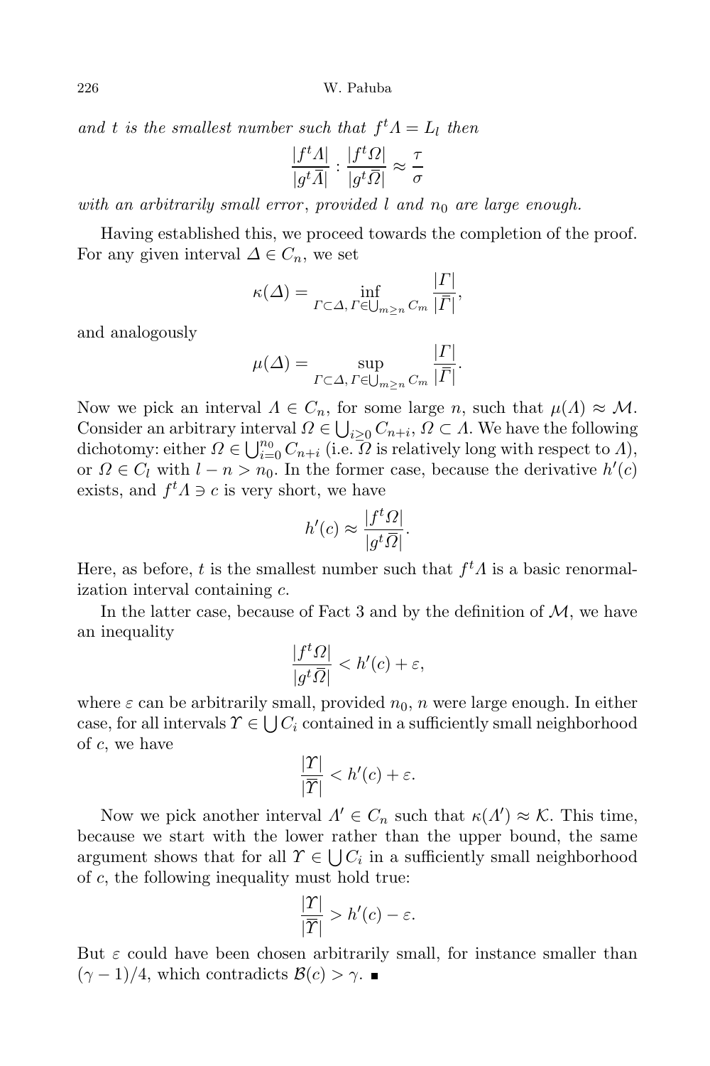*and $t$ is the smallest number such that $f^t\Lambda = L_l$ then*

$$\frac{|f^t\Lambda|}{|g^t\bar{\Lambda}|} : \frac{|f^t\Omega|}{|g^t\bar{\Omega}|} \approx \frac{\tau}{\sigma}$$

*with an arbitrarily small error*, *provided $l$ and $n_0$ are large enough.*

Having established this, we proceed towards the completion of the proof. For any given interval $\Delta \in C_n$, we set

$$\kappa(\Delta) = \inf_{\Gamma \subset \Delta,\, \Gamma \in \bigcup_{m \geq n} C_m} \frac{|\Gamma|}{|\bar{\Gamma}|},$$

and analogously

$$\mu(\Delta) = \sup_{\Gamma \subset \Delta,\, \Gamma \in \bigcup_{m \geq n} C_m} \frac{|\Gamma|}{|\bar{\Gamma}|}.$$

Now we pick an interval $\Lambda \in C_n$, for some large $n$, such that $\mu(\Lambda) \approx \mathcal{M}$. Consider an arbitrary interval $\Omega \in \bigcup_{i \geq 0} C_{n+i}$, $\Omega \subset \Lambda$. We have the following dichotomy: either $\Omega \in \bigcup_{i=0}^{n_0} C_{n+i}$ (i.e. $\Omega$ is relatively long with respect to $\Lambda$), or $\Omega \in C_l$ with $l - n > n_0$. In the former case, because the derivative $h'(c)$ exists, and $f^t\Lambda \ni c$ is very short, we have

$$h'(c) \approx \frac{|f^t\Omega|}{|g^t\bar{\Omega}|}.$$

Here, as before, $t$ is the smallest number such that $f^t\Lambda$ is a basic renormalization interval containing $c$.

In the latter case, because of Fact 3 and by the definition of $\mathcal{M}$, we have an inequality

$$\frac{|f^t\Omega|}{|g^t\bar{\Omega}|} < h'(c) + \varepsilon,$$

where $\varepsilon$ can be arbitrarily small, provided $n_0$, $n$ were large enough. In either case, for all intervals $\Upsilon \in \bigcup C_i$ contained in a sufficiently small neighborhood of $c$, we have

$$\frac{|\Upsilon|}{|\bar{\Upsilon}|} < h'(c) + \varepsilon.$$

Now we pick another interval $\Lambda' \in C_n$ such that $\kappa(\Lambda') \approx \mathcal{K}$. This time, because we start with the lower rather than the upper bound, the same argument shows that for all $\Upsilon \in \bigcup C_i$ in a sufficiently small neighborhood of $c$, the following inequality must hold true:

$$\frac{|\Upsilon|}{|\bar{\Upsilon}|} > h'(c) - \varepsilon.$$

But $\varepsilon$ could have been chosen arbitrarily small, for instance smaller than $(\gamma - 1)/4$, which contradicts $\mathcal{B}(c) > \gamma$. ∎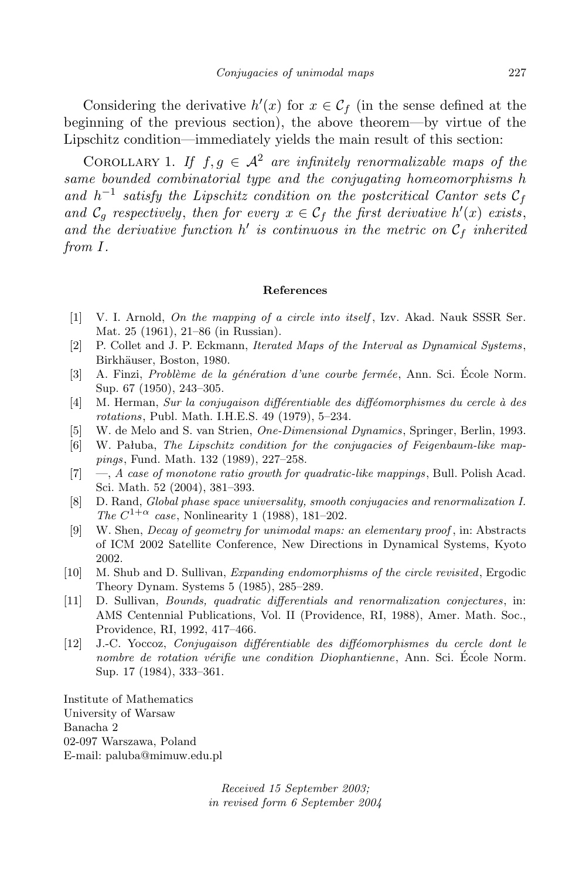Considering the derivative $h'(x)$ for $x \in \mathcal{C}_f$ (in the sense defined at the beginning of the previous section), the above theorem—by virtue of the Lipschitz condition—immediately yields the main result of this section:

COROLLARY 1. *If $f, g \in \mathcal{A}^2$ are infinitely renormalizable maps of the same bounded combinatorial type and the conjugating homeomorphisms $h$ and $h^{-1}$ satisfy the Lipschitz condition on the postcritical Cantor sets $\mathcal{C}_f$ and $\mathcal{C}_g$ respectively, then for every $x \in \mathcal{C}_f$ the first derivative $h'(x)$ exists, and the derivative function $h'$ is continuous in the metric on $\mathcal{C}_f$ inherited from $I$.*

## References

[1] V. I. Arnold, *On the mapping of a circle into itself*, Izv. Akad. Nauk SSSR Ser. Mat. 25 (1961), 21–86 (in Russian).

[2] P. Collet and J. P. Eckmann, *Iterated Maps of the Interval as Dynamical Systems*, Birkhäuser, Boston, 1980.

[3] A. Finzi, *Problème de la génération d'une courbe fermée*, Ann. Sci. École Norm. Sup. 67 (1950), 243–305.

[4] M. Herman, *Sur la conjugaison différentiable des difféomorphismes du cercle à des rotations*, Publ. Math. I.H.E.S. 49 (1979), 5–234.

[5] W. de Melo and S. van Strien, *One-Dimensional Dynamics*, Springer, Berlin, 1993.

[6] W. Pałuba, *The Lipschitz condition for the conjugacies of Feigenbaum-like mappings*, Fund. Math. 132 (1989), 227–258.

[7] —, *A case of monotone ratio growth for quadratic-like mappings*, Bull. Polish Acad. Sci. Math. 52 (2004), 381–393.

[8] D. Rand, *Global phase space universality, smooth conjugacies and renormalization I. The $C^{1+\alpha}$ case*, Nonlinearity 1 (1988), 181–202.

[9] W. Shen, *Decay of geometry for unimodal maps: an elementary proof*, in: Abstracts of ICM 2002 Satellite Conference, New Directions in Dynamical Systems, Kyoto 2002.

[10] M. Shub and D. Sullivan, *Expanding endomorphisms of the circle revisited*, Ergodic Theory Dynam. Systems 5 (1985), 285–289.

[11] D. Sullivan, *Bounds, quadratic differentials and renormalization conjectures*, in: AMS Centennial Publications, Vol. II (Providence, RI, 1988), Amer. Math. Soc., Providence, RI, 1992, 417–466.

[12] J.-C. Yoccoz, *Conjugaison différentiable des difféomorphismes du cercle dont le nombre de rotation vérifie une condition Diophantienne*, Ann. Sci. École Norm. Sup. 17 (1984), 333–361.

Institute of Mathematics
University of Warsaw
Banacha 2
02-097 Warszawa, Poland
E-mail: paluba@mimuw.edu.pl

*Received 15 September 2003;*
*in revised form 6 September 2004*